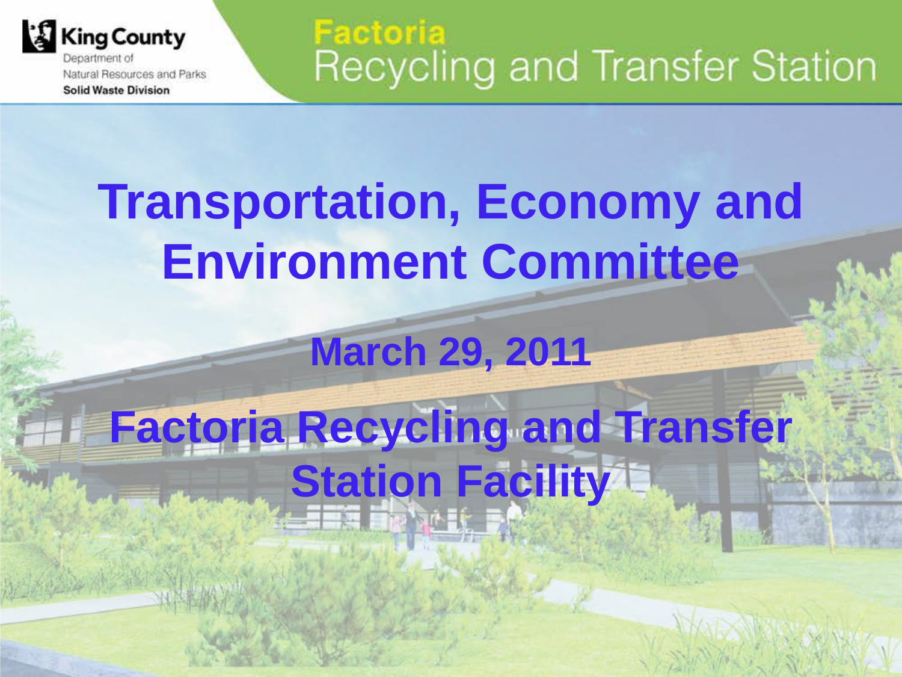King County
Department of
Natural Resources and Parks
**Solid Waste Division**

**Factoria**
Recycling and Transfer Station

# Transportation, Economy and Environment Committee

## March 29, 2011

# Factoria Recycling and Transfer Station Facility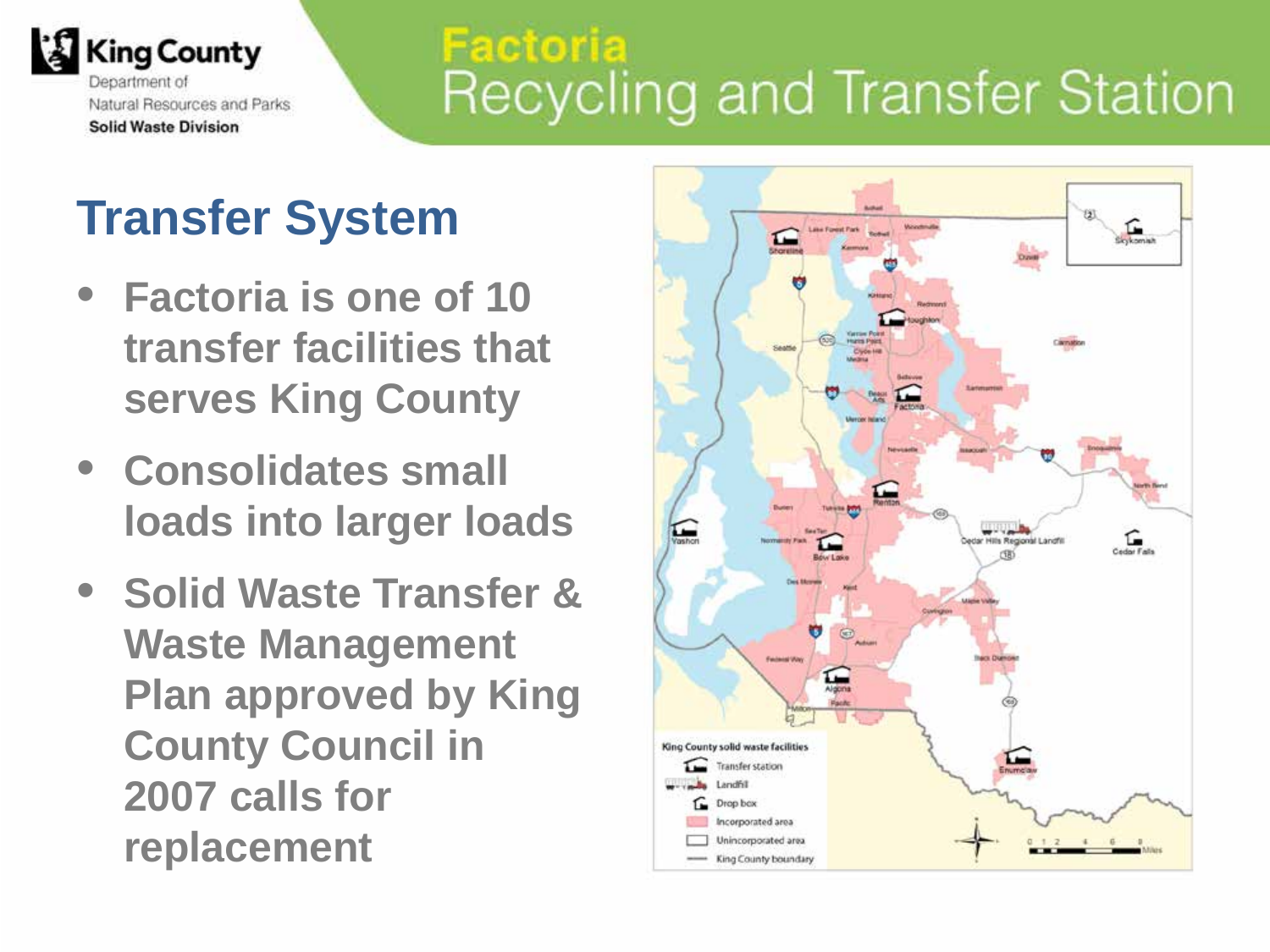King County
Department of Natural Resources and Parks
Solid Waste Division

# Factoria Recycling and Transfer Station

## Transfer System

- Factoria is one of 10 transfer facilities that serves King County
- Consolidates small loads into larger loads
- Solid Waste Transfer & Waste Management Plan approved by King County Council in 2007 calls for replacement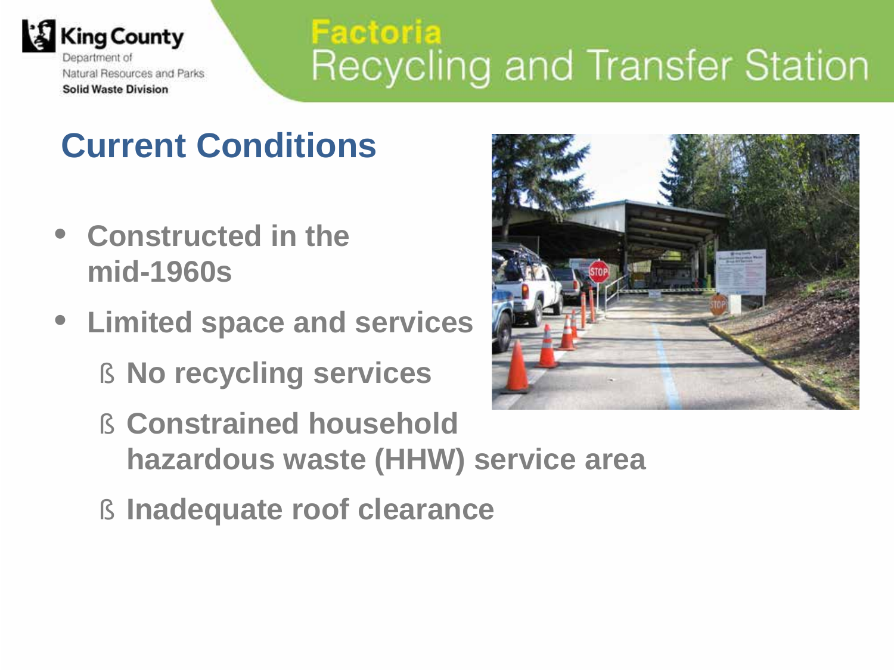King County
Department of Natural Resources and Parks
Solid Waste Division

# Factoria Recycling and Transfer Station

## Current Conditions

- Constructed in the mid-1960s
- Limited space and services
  - No recycling services
  - Constrained household hazardous waste (HHW) service area
  - Inadequate roof clearance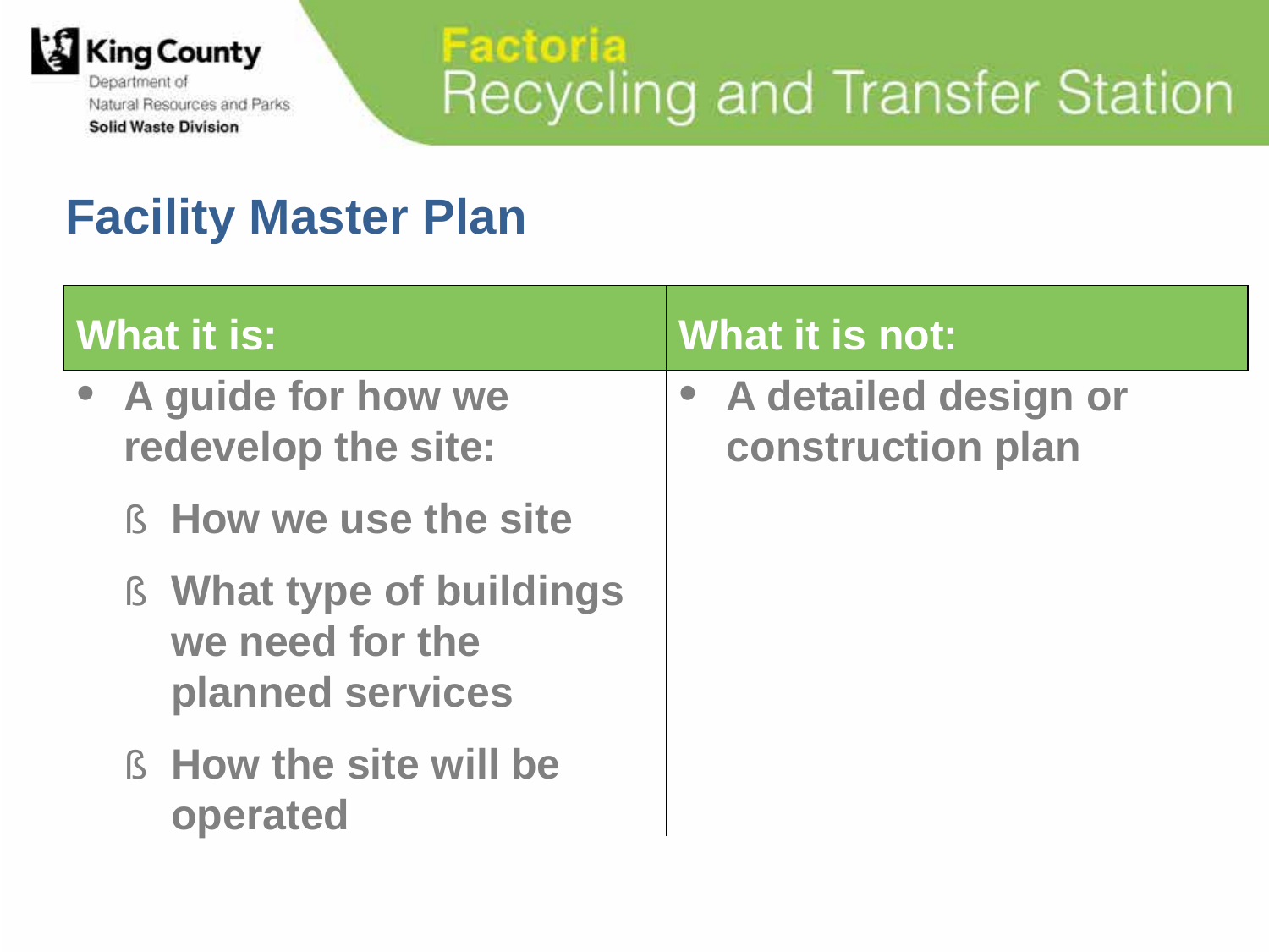# Factoria Recycling and Transfer Station

## Facility Master Plan

| What it is: | What it is not: |
|---|---|
| • A guide for how we redevelop the site:<br>§ How we use the site<br>§ What type of buildings we need for the planned services<br>§ How the site will be operated | • A detailed design or construction plan |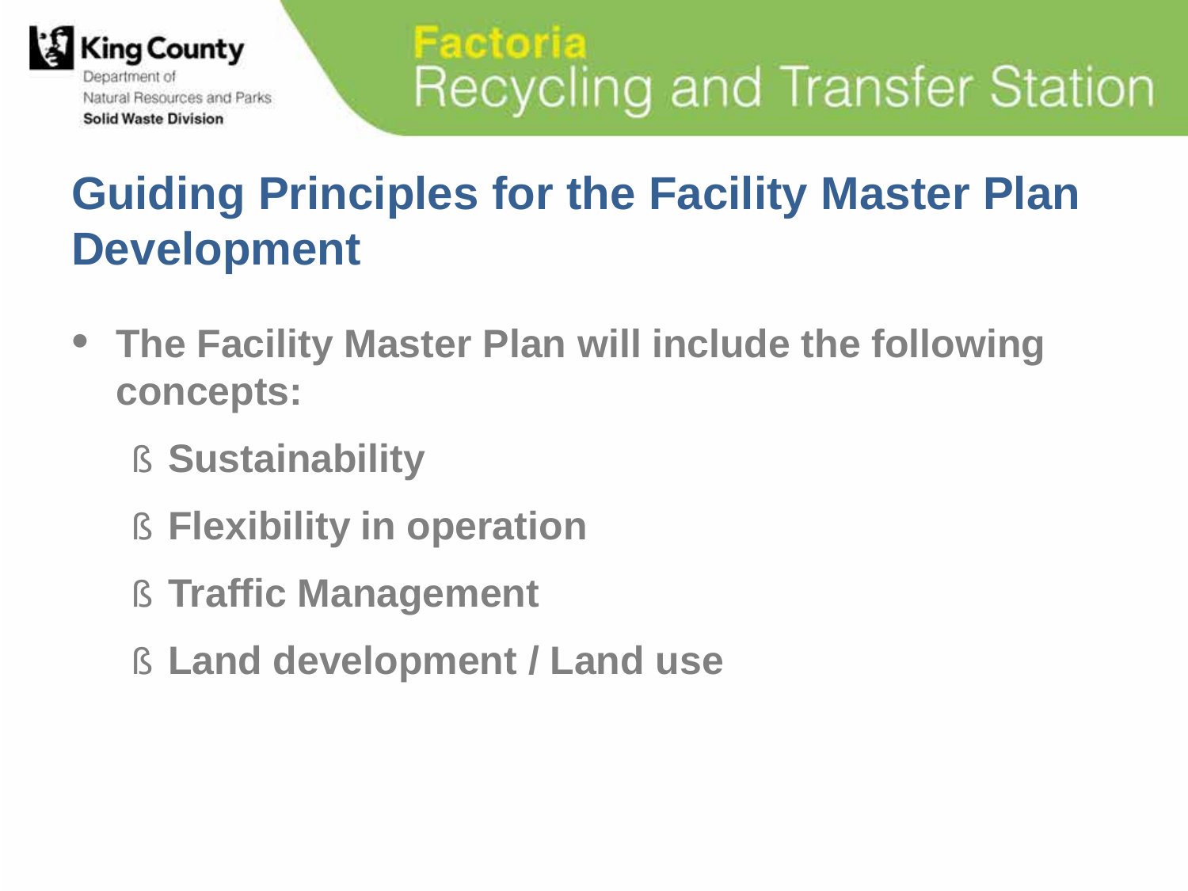## Guiding Principles for the Facility Master Plan Development

- **The Facility Master Plan will include the following concepts:**
  - **Sustainability**
  - **Flexibility in operation**
  - **Traffic Management**
  - **Land development / Land use**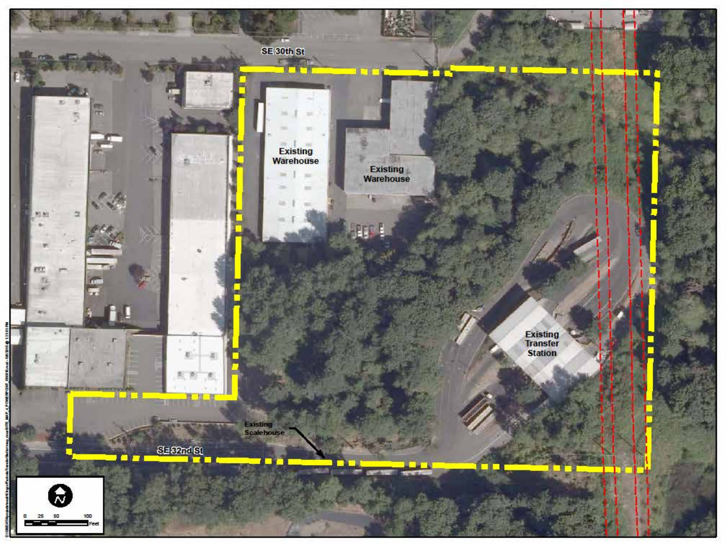SE 30th St

Existing Warehouse

Existing Warehouse

Existing Transfer Station

Existing Scalehouse

SE 32nd St

N

0 25 50 100 Feet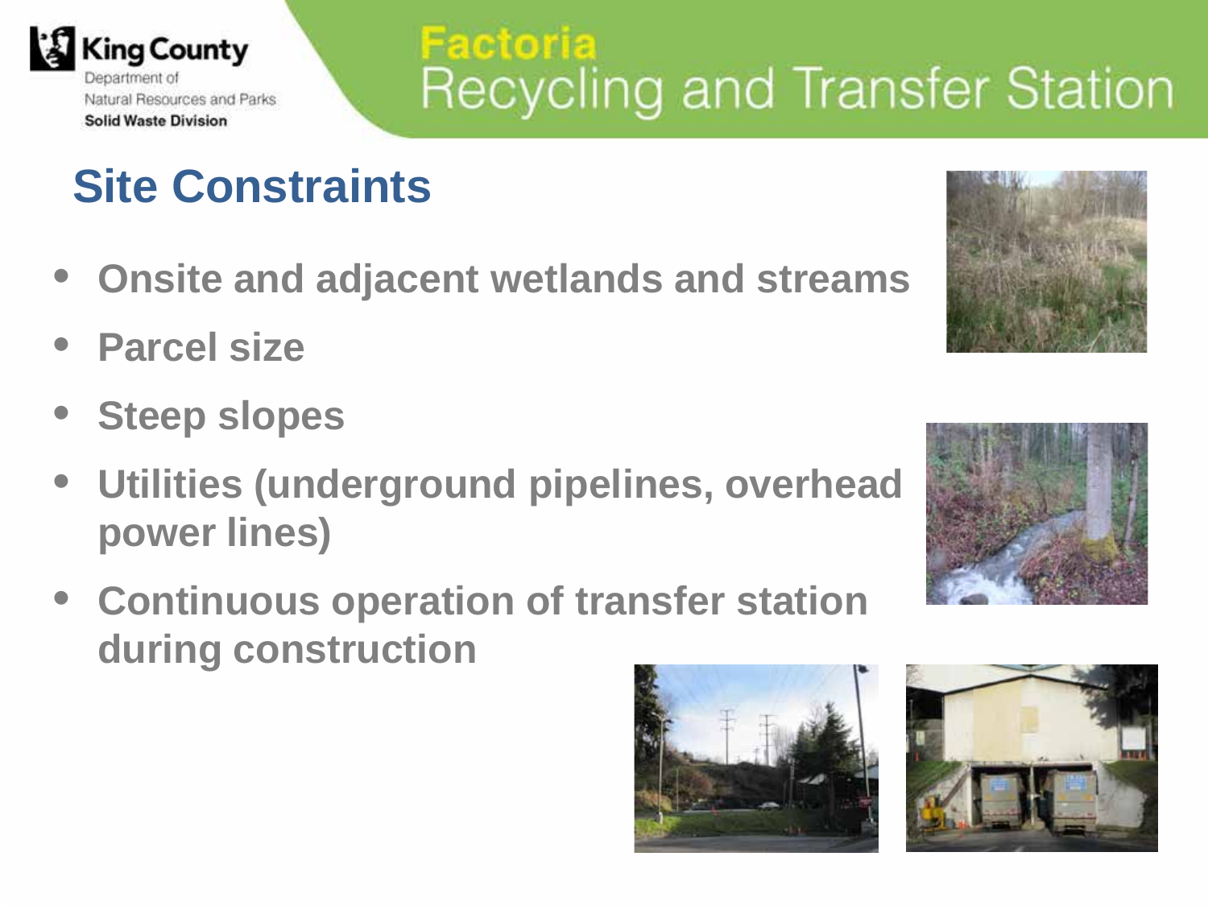King County
Department of
Natural Resources and Parks
Solid Waste Division

# Factoria Recycling and Transfer Station

## Site Constraints

- Onsite and adjacent wetlands and streams
- Parcel size
- Steep slopes
- Utilities (underground pipelines, overhead power lines)
- Continuous operation of transfer station during construction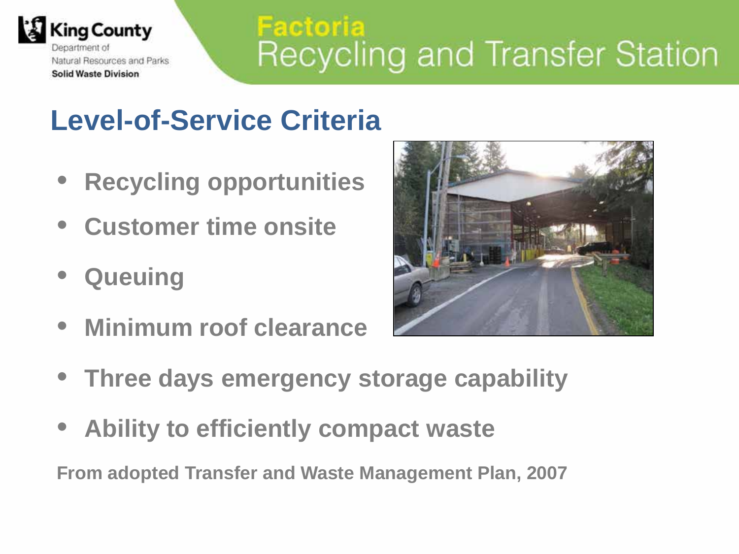King County
Department of
Natural Resources and Parks
**Solid Waste Division**

# Factoria Recycling and Transfer Station

## Level-of-Service Criteria

- **Recycling opportunities**
- **Customer time onsite**
- **Queuing**
- **Minimum roof clearance**
- **Three days emergency storage capability**
- **Ability to efficiently compact waste**

**From adopted Transfer and Waste Management Plan, 2007**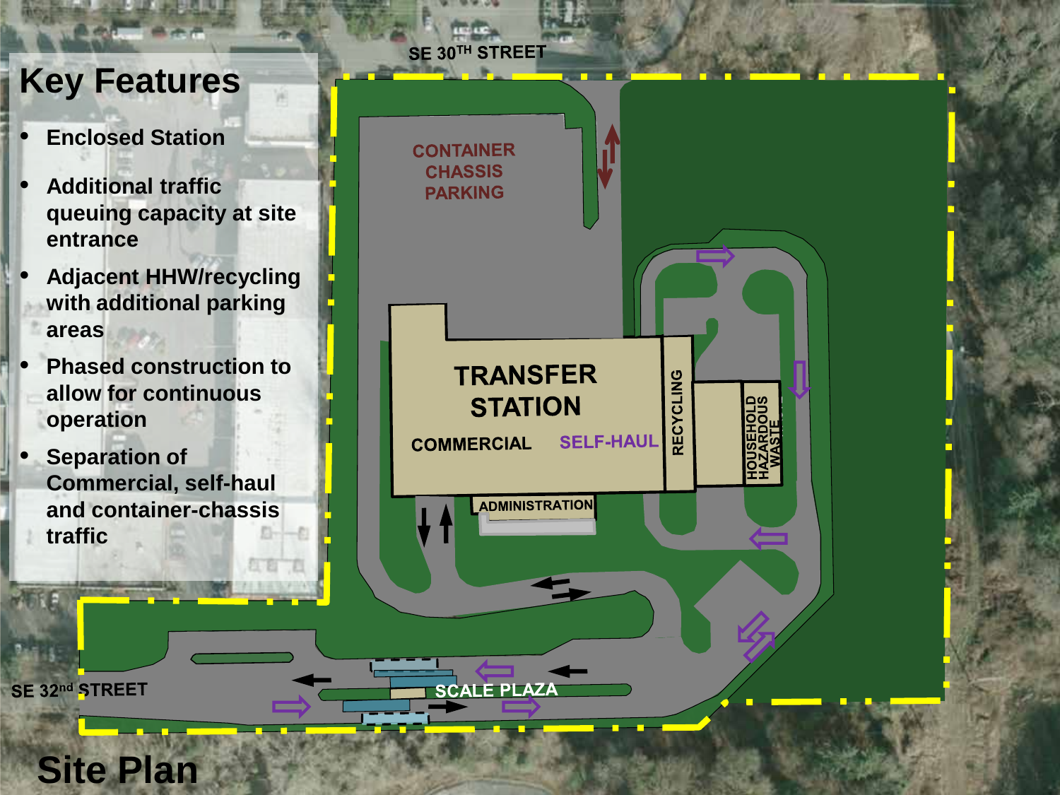# Key Features

- Enclosed Station
- Additional traffic queuing capacity at site entrance
- Adjacent HHW/recycling with additional parking areas
- Phased construction to allow for continuous operation
- Separation of Commercial, self-haul and container-chassis traffic

SE 30TH STREET

CONTAINER CHASSIS PARKING

TRANSFER STATION

COMMERCIAL

SELF-HAUL

RECYCLING

HOUSEHOLD HAZARDOUS WASTE

ADMINISTRATION

SCALE PLAZA

SE 32nd STREET

# Site Plan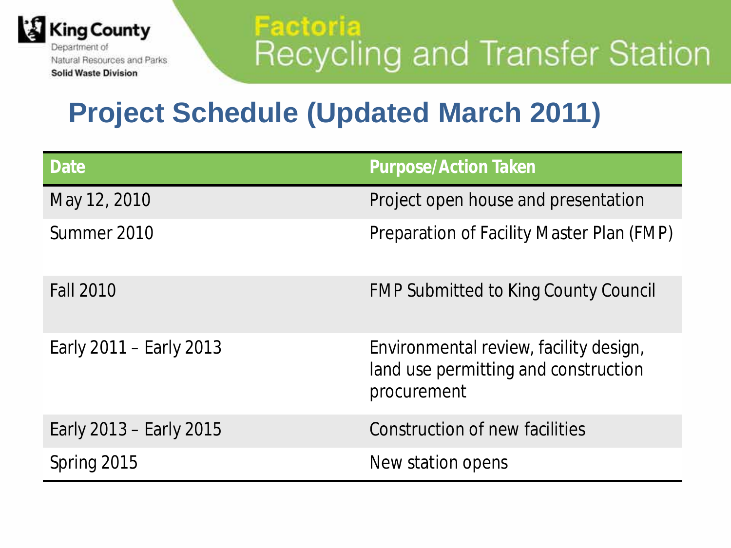King County
Department of
Natural Resources and Parks
Solid Waste Division

# Factoria Recycling and Transfer Station

## Project Schedule (Updated March 2011)

| Date | Purpose/Action Taken |
| --- | --- |
| May 12, 2010 | Project open house and presentation |
| Summer 2010 | Preparation of Facility Master Plan (FMP) |
| Fall 2010 | FMP Submitted to King County Council |
| Early 2011 – Early 2013 | Environmental review, facility design, land use permitting and construction procurement |
| Early 2013 – Early 2015 | Construction of new facilities |
| Spring 2015 | New station opens |